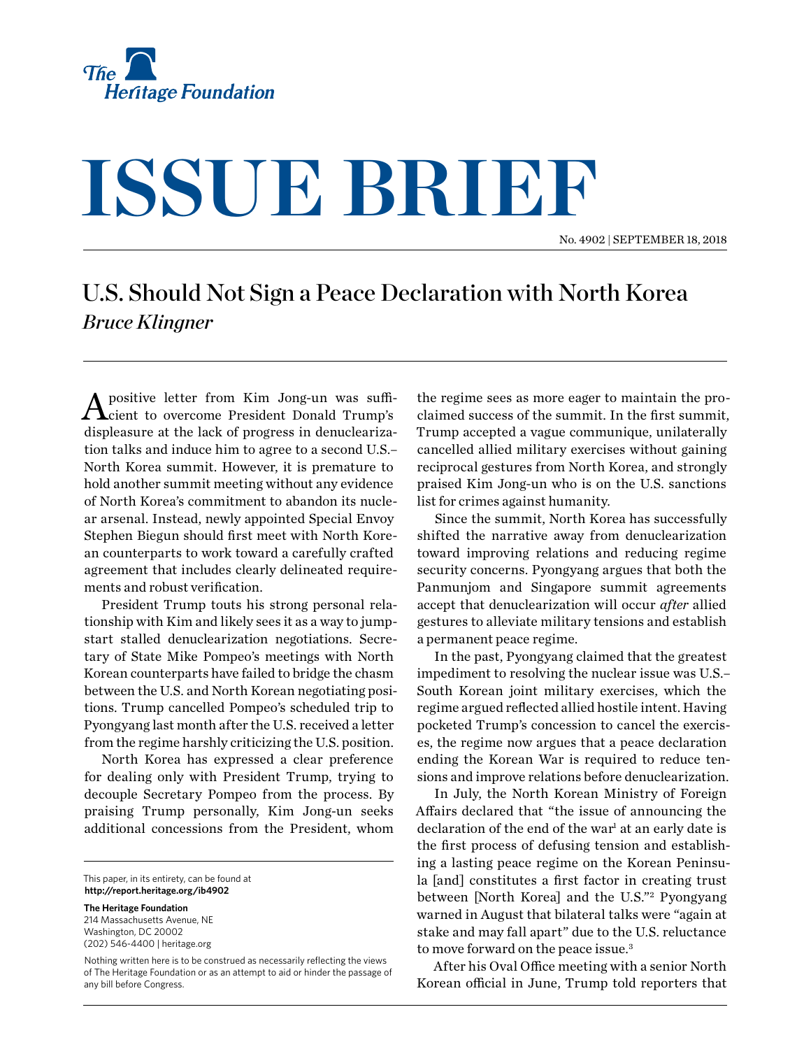# ISSUE BRIEF

No. 4902 | September 18, 2018

## U.S. Should Not Sign a Peace Declaration with North Korea

*Bruce Klingner*

A positive letter from Kim Jong-un was sufficient to overcome President Donald Trump's displeasure at the lack of progress in denuclearization talks and induce him to agree to a second U.S.–North Korea summit. However, it is premature to hold another summit meeting without any evidence of North Korea's commitment to abandon its nuclear arsenal. Instead, newly appointed Special Envoy Stephen Biegun should first meet with North Korean counterparts to work toward a carefully crafted agreement that includes clearly delineated requirements and robust verification.

President Trump touts his strong personal relationship with Kim and likely sees it as a way to jump-start stalled denuclearization negotiations. Secretary of State Mike Pompeo's meetings with North Korean counterparts have failed to bridge the chasm between the U.S. and North Korean negotiating positions. Trump cancelled Pompeo's scheduled trip to Pyongyang last month after the U.S. received a letter from the regime harshly criticizing the U.S. position.

North Korea has expressed a clear preference for dealing only with President Trump, trying to decouple Secretary Pompeo from the process. By praising Trump personally, Kim Jong-un seeks additional concessions from the President, whom the regime sees as more eager to maintain the proclaimed success of the summit. In the first summit, Trump accepted a vague communique, unilaterally cancelled allied military exercises without gaining reciprocal gestures from North Korea, and strongly praised Kim Jong-un who is on the U.S. sanctions list for crimes against humanity.

Since the summit, North Korea has successfully shifted the narrative away from denuclearization toward improving relations and reducing regime security concerns. Pyongyang argues that both the Panmunjom and Singapore summit agreements accept that denuclearization will occur *after* allied gestures to alleviate military tensions and establish a permanent peace regime.

In the past, Pyongyang claimed that the greatest impediment to resolving the nuclear issue was U.S.–South Korean joint military exercises, which the regime argued reflected allied hostile intent. Having pocketed Trump's concession to cancel the exercises, the regime now argues that a peace declaration ending the Korean War is required to reduce tensions and improve relations before denuclearization.

In July, the North Korean Ministry of Foreign Affairs declared that "the issue of announcing the declaration of the end of the war[1] at an early date is the first process of defusing tension and establishing a lasting peace regime on the Korean Peninsula [and] constitutes a first factor in creating trust between [North Korea] and the U.S."[2] Pyongyang warned in August that bilateral talks were "again at stake and may fall apart" due to the U.S. reluctance to move forward on the peace issue.[3]

After his Oval Office meeting with a senior North Korean official in June, Trump told reporters that

This paper, in its entirety, can be found at **http://report.heritage.org/ib4902**

**The Heritage Foundation**
214 Massachusetts Avenue, NE
Washington, DC 20002
(202) 546-4400 | heritage.org

Nothing written here is to be construed as necessarily reflecting the views of The Heritage Foundation or as an attempt to aid or hinder the passage of any bill before Congress.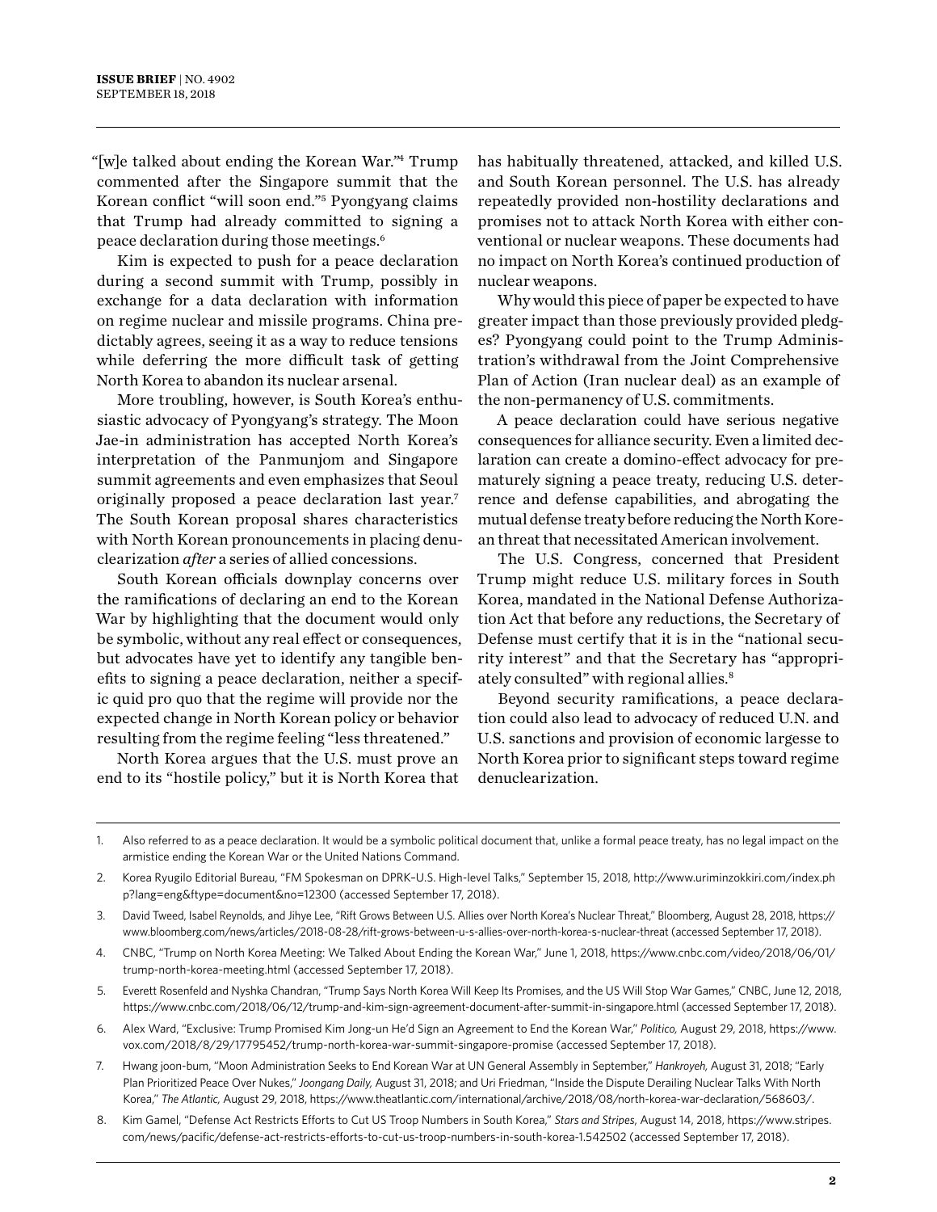"[w]e talked about ending the Korean War."[4] Trump commented after the Singapore summit that the Korean conflict "will soon end."[5] Pyongyang claims that Trump had already committed to signing a peace declaration during those meetings.[6]

Kim is expected to push for a peace declaration during a second summit with Trump, possibly in exchange for a data declaration with information on regime nuclear and missile programs. China predictably agrees, seeing it as a way to reduce tensions while deferring the more difficult task of getting North Korea to abandon its nuclear arsenal.

More troubling, however, is South Korea's enthusiastic advocacy of Pyongyang's strategy. The Moon Jae-in administration has accepted North Korea's interpretation of the Panmunjom and Singapore summit agreements and even emphasizes that Seoul originally proposed a peace declaration last year.[7] The South Korean proposal shares characteristics with North Korean pronouncements in placing denuclearization *after* a series of allied concessions.

South Korean officials downplay concerns over the ramifications of declaring an end to the Korean War by highlighting that the document would only be symbolic, without any real effect or consequences, but advocates have yet to identify any tangible benefits to signing a peace declaration, neither a specific quid pro quo that the regime will provide nor the expected change in North Korean policy or behavior resulting from the regime feeling "less threatened."

North Korea argues that the U.S. must prove an end to its "hostile policy," but it is North Korea that has habitually threatened, attacked, and killed U.S. and South Korean personnel. The U.S. has already repeatedly provided non-hostility declarations and promises not to attack North Korea with either conventional or nuclear weapons. These documents had no impact on North Korea's continued production of nuclear weapons.

Why would this piece of paper be expected to have greater impact than those previously provided pledges? Pyongyang could point to the Trump Administration's withdrawal from the Joint Comprehensive Plan of Action (Iran nuclear deal) as an example of the non-permanency of U.S. commitments.

A peace declaration could have serious negative consequences for alliance security. Even a limited declaration can create a domino-effect advocacy for prematurely signing a peace treaty, reducing U.S. deterrence and defense capabilities, and abrogating the mutual defense treaty before reducing the North Korean threat that necessitated American involvement.

The U.S. Congress, concerned that President Trump might reduce U.S. military forces in South Korea, mandated in the National Defense Authorization Act that before any reductions, the Secretary of Defense must certify that it is in the "national security interest" and that the Secretary has "appropriately consulted" with regional allies.[8]

Beyond security ramifications, a peace declaration could also lead to advocacy of reduced U.N. and U.S. sanctions and provision of economic largesse to North Korea prior to significant steps toward regime denuclearization.

---

1. Also referred to as a peace declaration. It would be a symbolic political document that, unlike a formal peace treaty, has no legal impact on the armistice ending the Korean War or the United Nations Command.
2. Korea Ryugilo Editorial Bureau, "FM Spokesman on DPRK–U.S. High-level Talks," September 15, 2018, http://www.uriminzokkiri.com/index.php?lang=eng&ftype=document&no=12300 (accessed September 17, 2018).
3. David Tweed, Isabel Reynolds, and Jihye Lee, "Rift Grows Between U.S. Allies over North Korea's Nuclear Threat," Bloomberg, August 28, 2018, https://www.bloomberg.com/news/articles/2018-08-28/rift-grows-between-u-s-allies-over-north-korea-s-nuclear-threat (accessed September 17, 2018).
4. CNBC, "Trump on North Korea Meeting: We Talked About Ending the Korean War," June 1, 2018, https://www.cnbc.com/video/2018/06/01/trump-north-korea-meeting.html (accessed September 17, 2018).
5. Everett Rosenfeld and Nyshka Chandran, "Trump Says North Korea Will Keep Its Promises, and the US Will Stop War Games," CNBC, June 12, 2018, https://www.cnbc.com/2018/06/12/trump-and-kim-sign-agreement-document-after-summit-in-singapore.html (accessed September 17, 2018).
6. Alex Ward, "Exclusive: Trump Promised Kim Jong-un He'd Sign an Agreement to End the Korean War," *Politico,* August 29, 2018, https://www.vox.com/2018/8/29/17795452/trump-north-korea-war-summit-singapore-promise (accessed September 17, 2018).
7. Hwang joon-bum, "Moon Administration Seeks to End Korean War at UN General Assembly in September," *Hankroyeh,* August 31, 2018; "Early Plan Prioritized Peace Over Nukes," *Joongang Daily,* August 31, 2018; and Uri Friedman, "Inside the Dispute Derailing Nuclear Talks With North Korea," *The Atlantic,* August 29, 2018, https://www.theatlantic.com/international/archive/2018/08/north-korea-war-declaration/568603/.
8. Kim Gamel, "Defense Act Restricts Efforts to Cut US Troop Numbers in South Korea," *Stars and Stripes,* August 14, 2018, https://www.stripes.com/news/pacific/defense-act-restricts-efforts-to-cut-us-troop-numbers-in-south-korea-1.542502 (accessed September 17, 2018).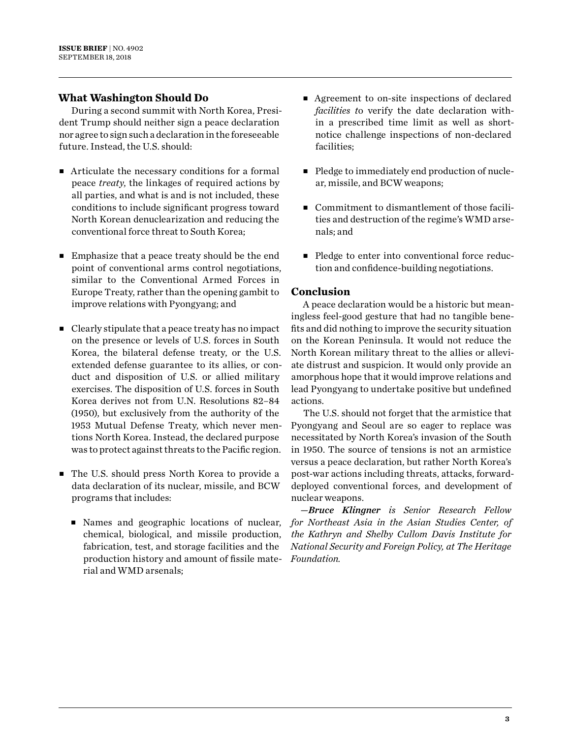## What Washington Should Do

During a second summit with North Korea, President Trump should neither sign a peace declaration nor agree to sign such a declaration in the foreseeable future. Instead, the U.S. should:

- Articulate the necessary conditions for a formal peace *treaty,* the linkages of required actions by all parties, and what is and is not included, these conditions to include significant progress toward North Korean denuclearization and reducing the conventional force threat to South Korea;
- Emphasize that a peace treaty should be the end point of conventional arms control negotiations, similar to the Conventional Armed Forces in Europe Treaty, rather than the opening gambit to improve relations with Pyongyang; and
- Clearly stipulate that a peace treaty has no impact on the presence or levels of U.S. forces in South Korea, the bilateral defense treaty, or the U.S. extended defense guarantee to its allies, or conduct and disposition of U.S. or allied military exercises. The disposition of U.S. forces in South Korea derives not from U.N. Resolutions 82–84 (1950), but exclusively from the authority of the 1953 Mutual Defense Treaty, which never mentions North Korea. Instead, the declared purpose was to protect against threats to the Pacific region.
- The U.S. should press North Korea to provide a data declaration of its nuclear, missile, and BCW programs that includes:
  - Names and geographic locations of nuclear, chemical, biological, and missile production, fabrication, test, and storage facilities and the production history and amount of fissile material and WMD arsenals;
  - Agreement to on-site inspections of declared *facilities t*o verify the date declaration within a prescribed time limit as well as short-notice challenge inspections of non-declared facilities;
  - Pledge to immediately end production of nuclear, missile, and BCW weapons;
  - Commitment to dismantlement of those facilities and destruction of the regime's WMD arsenals; and
  - Pledge to enter into conventional force reduction and confidence-building negotiations.

## Conclusion

A peace declaration would be a historic but meaningless feel-good gesture that had no tangible benefits and did nothing to improve the security situation on the Korean Peninsula. It would not reduce the North Korean military threat to the allies or alleviate distrust and suspicion. It would only provide an amorphous hope that it would improve relations and lead Pyongyang to undertake positive but undefined actions.

The U.S. should not forget that the armistice that Pyongyang and Seoul are so eager to replace was necessitated by North Korea's invasion of the South in 1950. The source of tensions is not an armistice versus a peace declaration, but rather North Korea's post-war actions including threats, attacks, forward-deployed conventional forces, and development of nuclear weapons.

*—**Bruce Klingner** is Senior Research Fellow for Northeast Asia in the Asian Studies Center, of the Kathryn and Shelby Cullom Davis Institute for National Security and Foreign Policy, at The Heritage Foundation.*